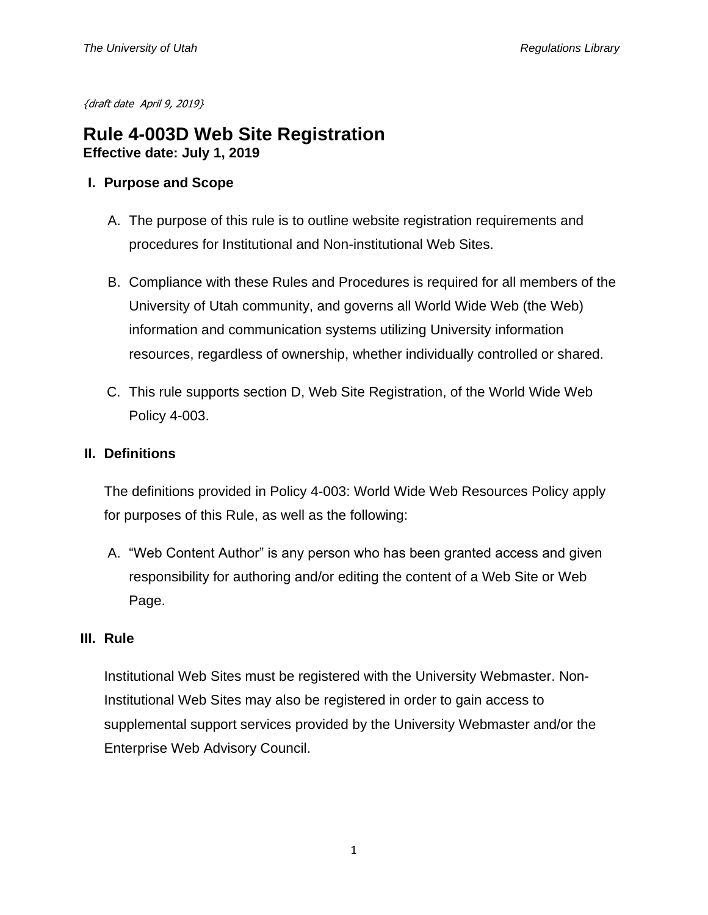*{draft date April 9, 2019}*

# Rule 4-003D Web Site Registration

**Effective date: July 1, 2019**

## I. Purpose and Scope

A. The purpose of this rule is to outline website registration requirements and procedures for Institutional and Non-institutional Web Sites.

B. Compliance with these Rules and Procedures is required for all members of the University of Utah community, and governs all World Wide Web (the Web) information and communication systems utilizing University information resources, regardless of ownership, whether individually controlled or shared.

C. This rule supports section D, Web Site Registration, of the World Wide Web Policy 4-003.

## II. Definitions

The definitions provided in Policy 4-003: World Wide Web Resources Policy apply for purposes of this Rule, as well as the following:

A. "Web Content Author" is any person who has been granted access and given responsibility for authoring and/or editing the content of a Web Site or Web Page.

## III. Rule

Institutional Web Sites must be registered with the University Webmaster. Non-Institutional Web Sites may also be registered in order to gain access to supplemental support services provided by the University Webmaster and/or the Enterprise Web Advisory Council.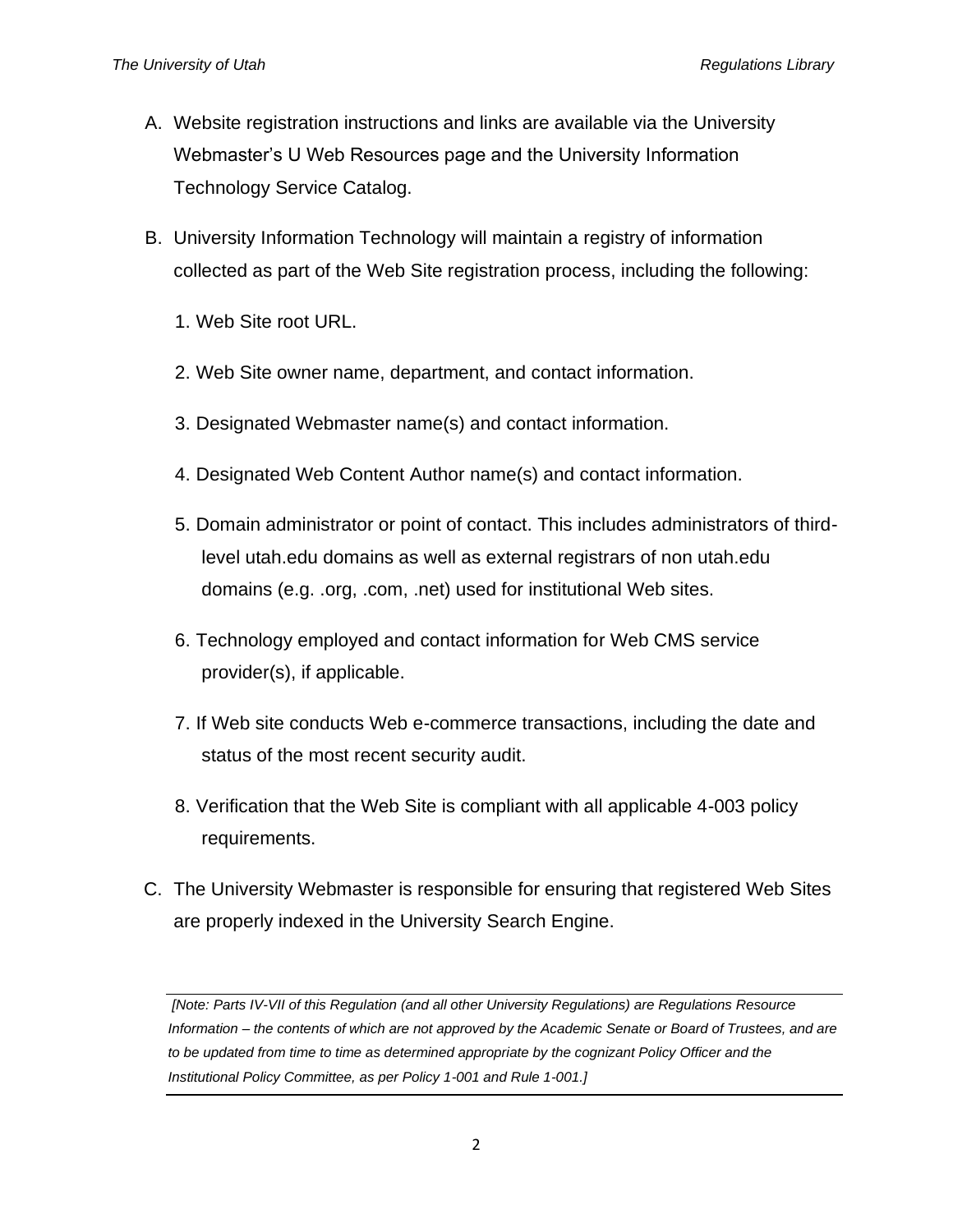A. Website registration instructions and links are available via the University Webmaster's U Web Resources page and the University Information Technology Service Catalog.

B. University Information Technology will maintain a registry of information collected as part of the Web Site registration process, including the following:

   1. Web Site root URL.
   2. Web Site owner name, department, and contact information.
   3. Designated Webmaster name(s) and contact information.
   4. Designated Web Content Author name(s) and contact information.
   5. Domain administrator or point of contact. This includes administrators of third-level utah.edu domains as well as external registrars of non utah.edu domains (e.g. .org, .com, .net) used for institutional Web sites.
   6. Technology employed and contact information for Web CMS service provider(s), if applicable.
   7. If Web site conducts Web e-commerce transactions, including the date and status of the most recent security audit.
   8. Verification that the Web Site is compliant with all applicable 4-003 policy requirements.

C. The University Webmaster is responsible for ensuring that registered Web Sites are properly indexed in the University Search Engine.

---

*[Note: Parts IV-VII of this Regulation (and all other University Regulations) are Regulations Resource Information – the contents of which are not approved by the Academic Senate or Board of Trustees, and are to be updated from time to time as determined appropriate by the cognizant Policy Officer and the Institutional Policy Committee, as per Policy 1-001 and Rule 1-001.]*

---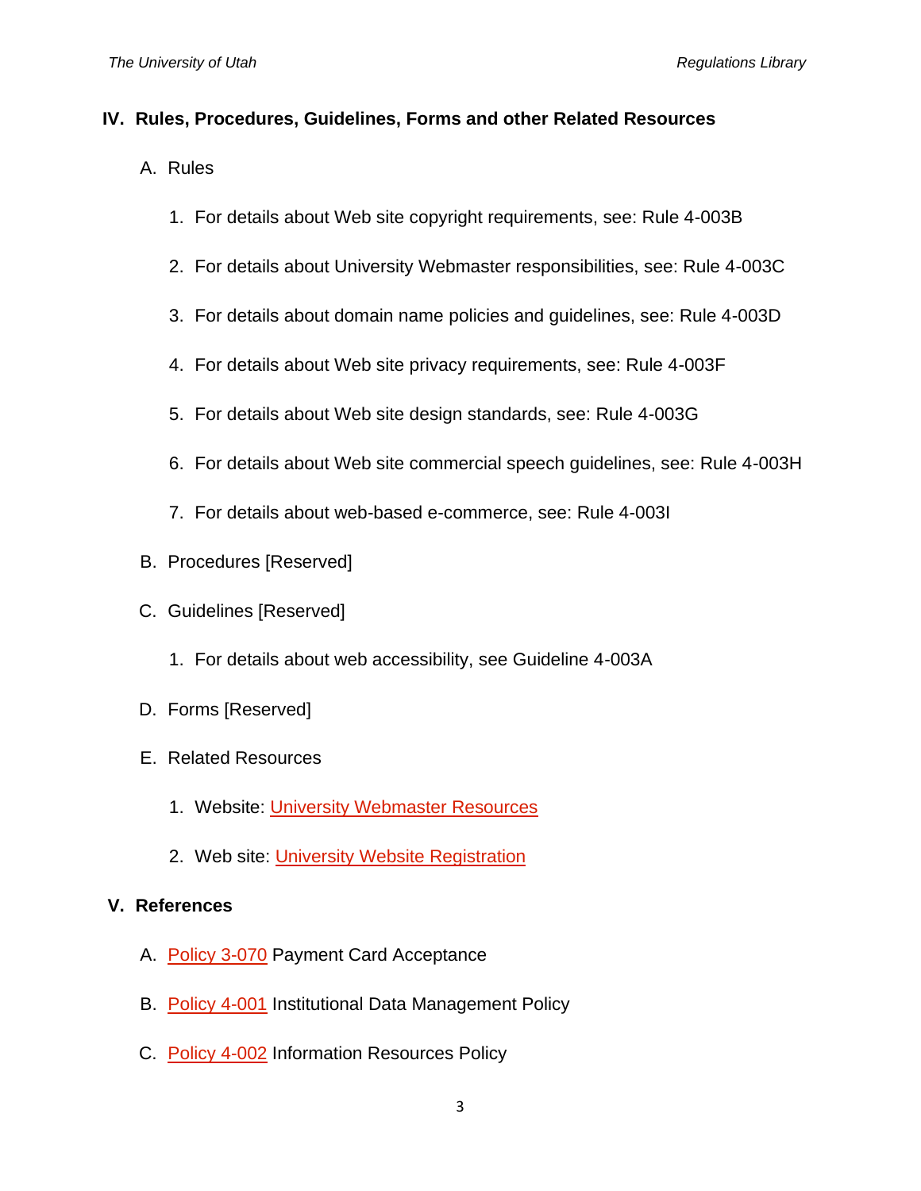## IV. Rules, Procedures, Guidelines, Forms and other Related Resources

A. Rules

1. For details about Web site copyright requirements, see: Rule 4-003B
2. For details about University Webmaster responsibilities, see: Rule 4-003C
3. For details about domain name policies and guidelines, see: Rule 4-003D
4. For details about Web site privacy requirements, see: Rule 4-003F
5. For details about Web site design standards, see: Rule 4-003G
6. For details about Web site commercial speech guidelines, see: Rule 4-003H
7. For details about web-based e-commerce, see: Rule 4-003I

B. Procedures [Reserved]

C. Guidelines [Reserved]

1. For details about web accessibility, see Guideline 4-003A

D. Forms [Reserved]

E. Related Resources

1. Website: University Webmaster Resources
2. Web site: University Website Registration

## V. References

A. Policy 3-070 Payment Card Acceptance

B. Policy 4-001 Institutional Data Management Policy

C. Policy 4-002 Information Resources Policy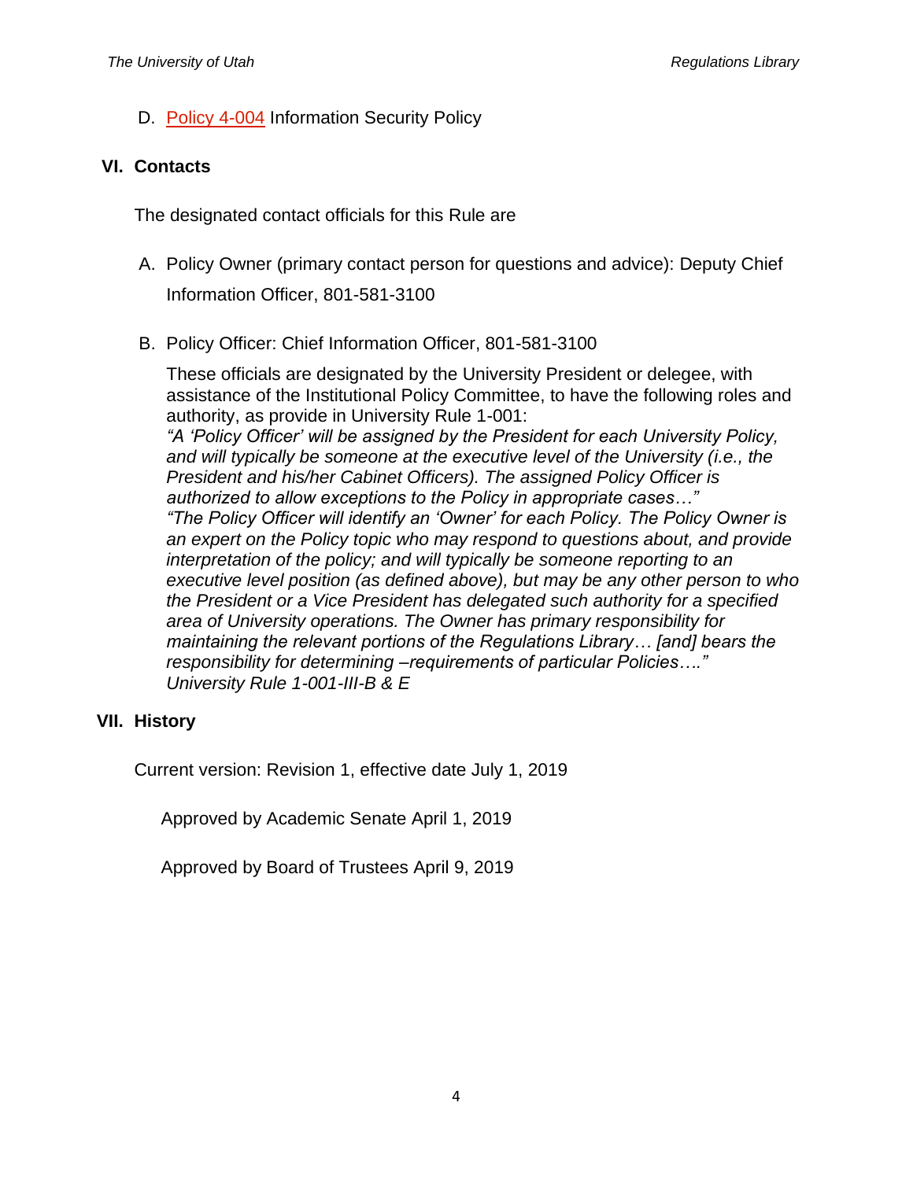D. Policy 4-004 Information Security Policy

## VI. Contacts

The designated contact officials for this Rule are

A. Policy Owner (primary contact person for questions and advice): Deputy Chief Information Officer, 801-581-3100

B. Policy Officer: Chief Information Officer, 801-581-3100

These officials are designated by the University President or delegee, with assistance of the Institutional Policy Committee, to have the following roles and authority, as provide in University Rule 1-001:

*"A 'Policy Officer' will be assigned by the President for each University Policy, and will typically be someone at the executive level of the University (i.e., the President and his/her Cabinet Officers). The assigned Policy Officer is authorized to allow exceptions to the Policy in appropriate cases…"*

*"The Policy Officer will identify an 'Owner' for each Policy. The Policy Owner is an expert on the Policy topic who may respond to questions about, and provide interpretation of the policy; and will typically be someone reporting to an executive level position (as defined above), but may be any other person to who the President or a Vice President has delegated such authority for a specified area of University operations. The Owner has primary responsibility for maintaining the relevant portions of the Regulations Library… [and] bears the responsibility for determining –requirements of particular Policies…."*

*University Rule 1-001-III-B & E*

## VII. History

Current version: Revision 1, effective date July 1, 2019

Approved by Academic Senate April 1, 2019

Approved by Board of Trustees April 9, 2019